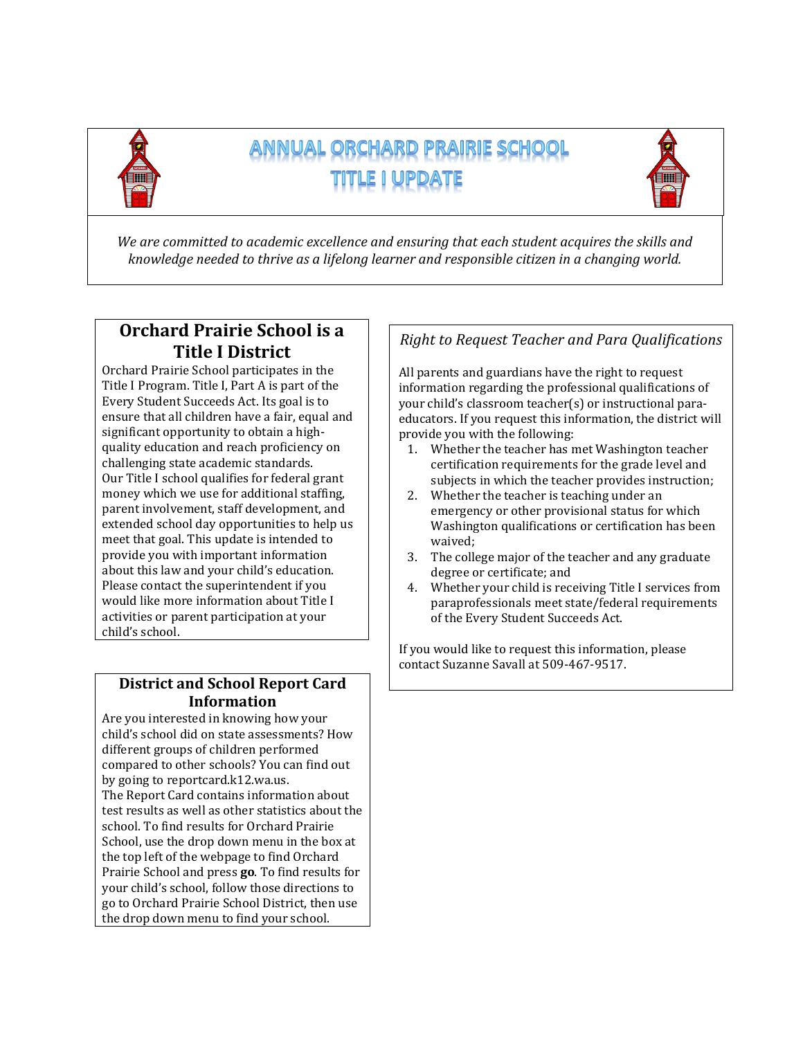# ANNUAL ORCHARD PRAIRIE SCHOOL TITLE I UPDATE

*We are committed to academic excellence and ensuring that each student acquires the skills and knowledge needed to thrive as a lifelong learner and responsible citizen in a changing world.*

## Orchard Prairie School is a Title I District

Orchard Prairie School participates in the Title I Program. Title I, Part A is part of the Every Student Succeeds Act. Its goal is to ensure that all children have a fair, equal and significant opportunity to obtain a high-quality education and reach proficiency on challenging state academic standards. Our Title I school qualifies for federal grant money which we use for additional staffing, parent involvement, staff development, and extended school day opportunities to help us meet that goal. This update is intended to provide you with important information about this law and your child's education. Please contact the superintendent if you would like more information about Title I activities or parent participation at your child's school.

## District and School Report Card Information

Are you interested in knowing how your child's school did on state assessments? How different groups of children performed compared to other schools? You can find out by going to reportcard.k12.wa.us.
The Report Card contains information about test results as well as other statistics about the school. To find results for Orchard Prairie School, use the drop down menu in the box at the top left of the webpage to find Orchard Prairie School and press **go**. To find results for your child's school, follow those directions to go to Orchard Prairie School District, then use the drop down menu to find your school.

## *Right to Request Teacher and Para Qualifications*

All parents and guardians have the right to request information regarding the professional qualifications of your child's classroom teacher(s) or instructional para-educators. If you request this information, the district will provide you with the following:

1. Whether the teacher has met Washington teacher certification requirements for the grade level and subjects in which the teacher provides instruction;
2. Whether the teacher is teaching under an emergency or other provisional status for which Washington qualifications or certification has been waived;
3. The college major of the teacher and any graduate degree or certificate; and
4. Whether your child is receiving Title I services from paraprofessionals meet state/federal requirements of the Every Student Succeeds Act.

If you would like to request this information, please contact Suzanne Savall at 509-467-9517.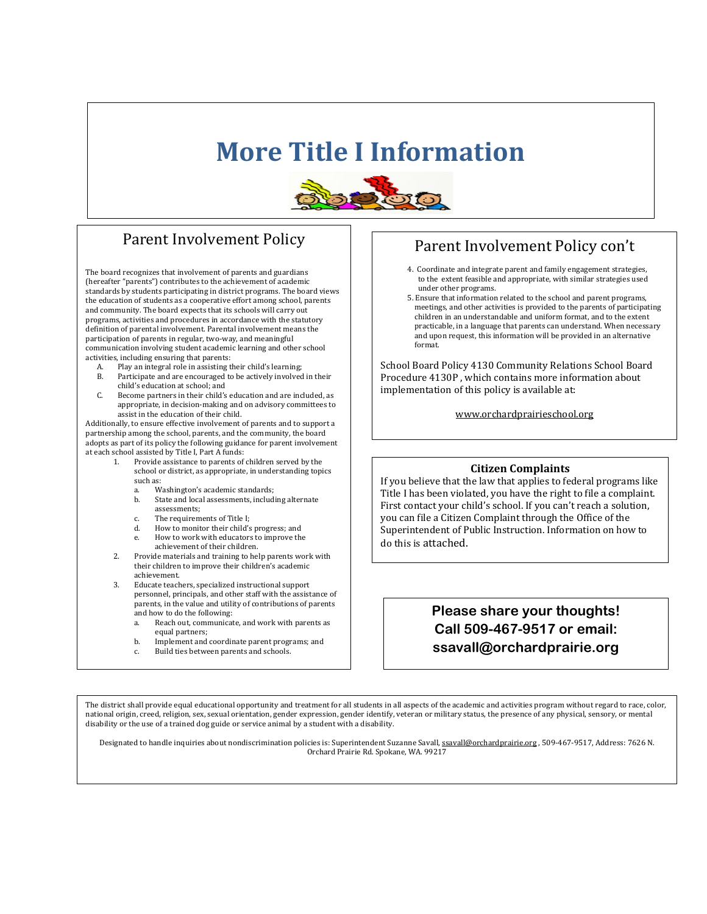# More Title I Information

## Parent Involvement Policy

The board recognizes that involvement of parents and guardians (hereafter "parents") contributes to the achievement of academic standards by students participating in district programs. The board views the education of students as a cooperative effort among school, parents and community. The board expects that its schools will carry out programs, activities and procedures in accordance with the statutory definition of parental involvement. Parental involvement means the participation of parents in regular, two-way, and meaningful communication involving student academic learning and other school activities, including ensuring that parents:

A. Play an integral role in assisting their child's learning;
B. Participate and are encouraged to be actively involved in their child's education at school; and
C. Become partners in their child's education and are included, as appropriate, in decision-making and on advisory committees to assist in the education of their child.

Additionally, to ensure effective involvement of parents and to support a partnership among the school, parents, and the community, the board adopts as part of its policy the following guidance for parent involvement at each school assisted by Title I, Part A funds:

1. Provide assistance to parents of children served by the school or district, as appropriate, in understanding topics such as:
   a. Washington's academic standards;
   b. State and local assessments, including alternate assessments;
   c. The requirements of Title I;
   d. How to monitor their child's progress; and
   e. How to work with educators to improve the achievement of their children.
2. Provide materials and training to help parents work with their children to improve their children's academic achievement.
3. Educate teachers, specialized instructional support personnel, principals, and other staff with the assistance of parents, in the value and utility of contributions of parents and how to do the following:
   a. Reach out, communicate, and work with parents as equal partners;
   b. Implement and coordinate parent programs; and
   c. Build ties between parents and schools.

## Parent Involvement Policy con't

4. Coordinate and integrate parent and family engagement strategies, to the extent feasible and appropriate, with similar strategies used under other programs.
5. Ensure that information related to the school and parent programs, meetings, and other activities is provided to the parents of participating children in an understandable and uniform format, and to the extent practicable, in a language that parents can understand. When necessary and upon request, this information will be provided in an alternative format.

School Board Policy 4130 Community Relations School Board Procedure 4130P , which contains more information about implementation of this policy is available at:

www.orchardprairieschool.org

### Citizen Complaints

If you believe that the law that applies to federal programs like Title I has been violated, you have the right to file a complaint. First contact your child's school. If you can't reach a solution, you can file a Citizen Complaint through the Office of the Superintendent of Public Instruction. Information on how to do this is attached.

**Please share your thoughts!**
**Call 509-467-9517 or email:**
**ssavall@orchardprairie.org**

The district shall provide equal educational opportunity and treatment for all students in all aspects of the academic and activities program without regard to race, color, national origin, creed, religion, sex, sexual orientation, gender expression, gender identify, veteran or military status, the presence of any physical, sensory, or mental disability or the use of a trained dog guide or service animal by a student with a disability.

Designated to handle inquiries about nondiscrimination policies is: Superintendent Suzanne Savall, ssavall@orchardprairie.org , 509-467-9517, Address: 7626 N. Orchard Prairie Rd. Spokane, WA. 99217